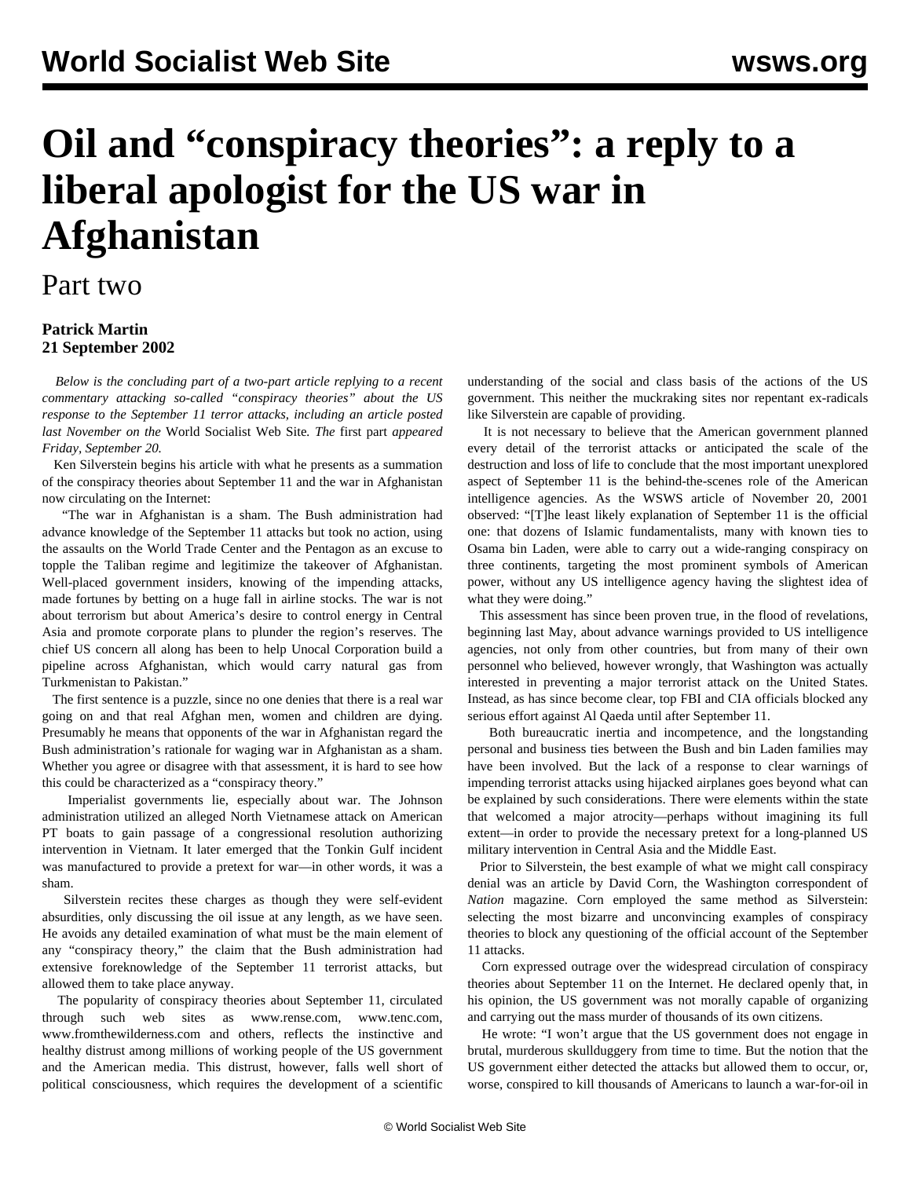# Oil and "conspiracy theories": a reply to a liberal apologist for the US war in Afghanistan

## Part two

**Patrick Martin**
**21 September 2002**

*Below is the concluding part of a two-part article replying to a recent commentary attacking so-called "conspiracy theories" about the US response to the September 11 terror attacks, including an article posted last November on the* World Socialist Web Site*. The* first part *appeared Friday, September 20.*

Ken Silverstein begins his article with what he presents as a summation of the conspiracy theories about September 11 and the war in Afghanistan now circulating on the Internet:

"The war in Afghanistan is a sham. The Bush administration had advance knowledge of the September 11 attacks but took no action, using the assaults on the World Trade Center and the Pentagon as an excuse to topple the Taliban regime and legitimize the takeover of Afghanistan. Well-placed government insiders, knowing of the impending attacks, made fortunes by betting on a huge fall in airline stocks. The war is not about terrorism but about America's desire to control energy in Central Asia and promote corporate plans to plunder the region's reserves. The chief US concern all along has been to help Unocal Corporation build a pipeline across Afghanistan, which would carry natural gas from Turkmenistan to Pakistan."

The first sentence is a puzzle, since no one denies that there is a real war going on and that real Afghan men, women and children are dying. Presumably he means that opponents of the war in Afghanistan regard the Bush administration's rationale for waging war in Afghanistan as a sham. Whether you agree or disagree with that assessment, it is hard to see how this could be characterized as a "conspiracy theory."

Imperialist governments lie, especially about war. The Johnson administration utilized an alleged North Vietnamese attack on American PT boats to gain passage of a congressional resolution authorizing intervention in Vietnam. It later emerged that the Tonkin Gulf incident was manufactured to provide a pretext for war—in other words, it was a sham.

Silverstein recites these charges as though they were self-evident absurdities, only discussing the oil issue at any length, as we have seen. He avoids any detailed examination of what must be the main element of any "conspiracy theory," the claim that the Bush administration had extensive foreknowledge of the September 11 terrorist attacks, but allowed them to take place anyway.

The popularity of conspiracy theories about September 11, circulated through such web sites as www.rense.com, www.tenc.com, www.fromthewilderness.com and others, reflects the instinctive and healthy distrust among millions of working people of the US government and the American media. This distrust, however, falls well short of political consciousness, which requires the development of a scientific understanding of the social and class basis of the actions of the US government. This neither the muckraking sites nor repentant ex-radicals like Silverstein are capable of providing.

It is not necessary to believe that the American government planned every detail of the terrorist attacks or anticipated the scale of the destruction and loss of life to conclude that the most important unexplored aspect of September 11 is the behind-the-scenes role of the American intelligence agencies. As the WSWS article of November 20, 2001 observed: "[T]he least likely explanation of September 11 is the official one: that dozens of Islamic fundamentalists, many with known ties to Osama bin Laden, were able to carry out a wide-ranging conspiracy on three continents, targeting the most prominent symbols of American power, without any US intelligence agency having the slightest idea of what they were doing."

This assessment has since been proven true, in the flood of revelations, beginning last May, about advance warnings provided to US intelligence agencies, not only from other countries, but from many of their own personnel who believed, however wrongly, that Washington was actually interested in preventing a major terrorist attack on the United States. Instead, as has since become clear, top FBI and CIA officials blocked any serious effort against Al Qaeda until after September 11.

Both bureaucratic inertia and incompetence, and the longstanding personal and business ties between the Bush and bin Laden families may have been involved. But the lack of a response to clear warnings of impending terrorist attacks using hijacked airplanes goes beyond what can be explained by such considerations. There were elements within the state that welcomed a major atrocity—perhaps without imagining its full extent—in order to provide the necessary pretext for a long-planned US military intervention in Central Asia and the Middle East.

Prior to Silverstein, the best example of what we might call conspiracy denial was an article by David Corn, the Washington correspondent of *Nation* magazine. Corn employed the same method as Silverstein: selecting the most bizarre and unconvincing examples of conspiracy theories to block any questioning of the official account of the September 11 attacks.

Corn expressed outrage over the widespread circulation of conspiracy theories about September 11 on the Internet. He declared openly that, in his opinion, the US government was not morally capable of organizing and carrying out the mass murder of thousands of its own citizens.

He wrote: "I won't argue that the US government does not engage in brutal, murderous skullduggery from time to time. But the notion that the US government either detected the attacks but allowed them to occur, or, worse, conspired to kill thousands of Americans to launch a war-for-oil in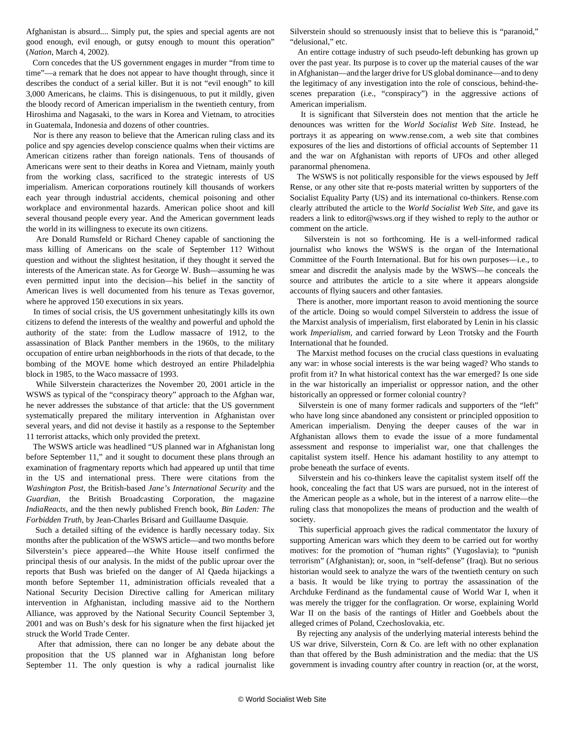Afghanistan is absurd.... Simply put, the spies and special agents are not good enough, evil enough, or gutsy enough to mount this operation" (*Nation*, March 4, 2002).

Corn concedes that the US government engages in murder "from time to time"—a remark that he does not appear to have thought through, since it describes the conduct of a serial killer. But it is not "evil enough" to kill 3,000 Americans, he claims. This is disingenuous, to put it mildly, given the bloody record of American imperialism in the twentieth century, from Hiroshima and Nagasaki, to the wars in Korea and Vietnam, to atrocities in Guatemala, Indonesia and dozens of other countries.

Nor is there any reason to believe that the American ruling class and its police and spy agencies develop conscience qualms when their victims are American citizens rather than foreign nationals. Tens of thousands of Americans were sent to their deaths in Korea and Vietnam, mainly youth from the working class, sacrificed to the strategic interests of US imperialism. American corporations routinely kill thousands of workers each year through industrial accidents, chemical poisoning and other workplace and environmental hazards. American police shoot and kill several thousand people every year. And the American government leads the world in its willingness to execute its own citizens.

Are Donald Rumsfeld or Richard Cheney capable of sanctioning the mass killing of Americans on the scale of September 11? Without question and without the slightest hesitation, if they thought it served the interests of the American state. As for George W. Bush—assuming he was even permitted input into the decision—his belief in the sanctity of American lives is well documented from his tenure as Texas governor, where he approved 150 executions in six years.

In times of social crisis, the US government unhesitatingly kills its own citizens to defend the interests of the wealthy and powerful and uphold the authority of the state: from the Ludlow massacre of 1912, to the assassination of Black Panther members in the 1960s, to the military occupation of entire urban neighborhoods in the riots of that decade, to the bombing of the MOVE home which destroyed an entire Philadelphia block in 1985, to the Waco massacre of 1993.

While Silverstein characterizes the November 20, 2001 article in the WSWS as typical of the "conspiracy theory" approach to the Afghan war, he never addresses the substance of that article: that the US government systematically prepared the military intervention in Afghanistan over several years, and did not devise it hastily as a response to the September 11 terrorist attacks, which only provided the pretext.

The WSWS article was headlined "US planned war in Afghanistan long before September 11," and it sought to document these plans through an examination of fragmentary reports which had appeared up until that time in the US and international press. There were citations from the *Washington Post*, the British-based *Jane's International Security* and the *Guardian*, the British Broadcasting Corporation, the magazine *IndiaReacts*, and the then newly published French book, *Bin Laden: The Forbidden Truth*, by Jean-Charles Brisard and Guillaume Dasquie.

Such a detailed sifting of the evidence is hardly necessary today. Six months after the publication of the WSWS article—and two months before Silverstein's piece appeared—the White House itself confirmed the principal thesis of our analysis. In the midst of the public uproar over the reports that Bush was briefed on the danger of Al Qaeda hijackings a month before September 11, administration officials revealed that a National Security Decision Directive calling for American military intervention in Afghanistan, including massive aid to the Northern Alliance, was approved by the National Security Council September 3, 2001 and was on Bush's desk for his signature when the first hijacked jet struck the World Trade Center.

After that admission, there can no longer be any debate about the proposition that the US planned war in Afghanistan long before September 11. The only question is why a radical journalist like Silverstein should so strenuously insist that to believe this is "paranoid," "delusional," etc.

An entire cottage industry of such pseudo-left debunking has grown up over the past year. Its purpose is to cover up the material causes of the war in Afghanistan—and the larger drive for US global dominance—and to deny the legitimacy of any investigation into the role of conscious, behind-the-scenes preparation (i.e., "conspiracy") in the aggressive actions of American imperialism.

It is significant that Silverstein does not mention that the article he denounces was written for the *World Socialist Web Site*. Instead, he portrays it as appearing on www.rense.com, a web site that combines exposures of the lies and distortions of official accounts of September 11 and the war on Afghanistan with reports of UFOs and other alleged paranormal phenomena.

The WSWS is not politically responsible for the views espoused by Jeff Rense, or any other site that re-posts material written by supporters of the Socialist Equality Party (US) and its international co-thinkers. Rense.com clearly attributed the article to the *World Socialist Web Site*, and gave its readers a link to editor@wsws.org if they wished to reply to the author or comment on the article.

Silverstein is not so forthcoming. He is a well-informed radical journalist who knows the WSWS is the organ of the International Committee of the Fourth International. But for his own purposes—i.e., to smear and discredit the analysis made by the WSWS—he conceals the source and attributes the article to a site where it appears alongside accounts of flying saucers and other fantasies.

There is another, more important reason to avoid mentioning the source of the article. Doing so would compel Silverstein to address the issue of the Marxist analysis of imperialism, first elaborated by Lenin in his classic work *Imperialism*, and carried forward by Leon Trotsky and the Fourth International that he founded.

The Marxist method focuses on the crucial class questions in evaluating any war: in whose social interests is the war being waged? Who stands to profit from it? In what historical context has the war emerged? Is one side in the war historically an imperialist or oppressor nation, and the other historically an oppressed or former colonial country?

Silverstein is one of many former radicals and supporters of the "left" who have long since abandoned any consistent or principled opposition to American imperialism. Denying the deeper causes of the war in Afghanistan allows them to evade the issue of a more fundamental assessment and response to imperialist war, one that challenges the capitalist system itself. Hence his adamant hostility to any attempt to probe beneath the surface of events.

Silverstein and his co-thinkers leave the capitalist system itself off the hook, concealing the fact that US wars are pursued, not in the interest of the American people as a whole, but in the interest of a narrow elite—the ruling class that monopolizes the means of production and the wealth of society.

This superficial approach gives the radical commentator the luxury of supporting American wars which they deem to be carried out for worthy motives: for the promotion of "human rights" (Yugoslavia); to "punish terrorism" (Afghanistan); or, soon, in "self-defense" (Iraq). But no serious historian would seek to analyze the wars of the twentieth century on such a basis. It would be like trying to portray the assassination of the Archduke Ferdinand as the fundamental cause of World War I, when it was merely the trigger for the conflagration. Or worse, explaining World War II on the basis of the rantings of Hitler and Goebbels about the alleged crimes of Poland, Czechoslovakia, etc.

By rejecting any analysis of the underlying material interests behind the US war drive, Silverstein, Corn & Co. are left with no other explanation than that offered by the Bush administration and the media: that the US government is invading country after country in reaction (or, at the worst,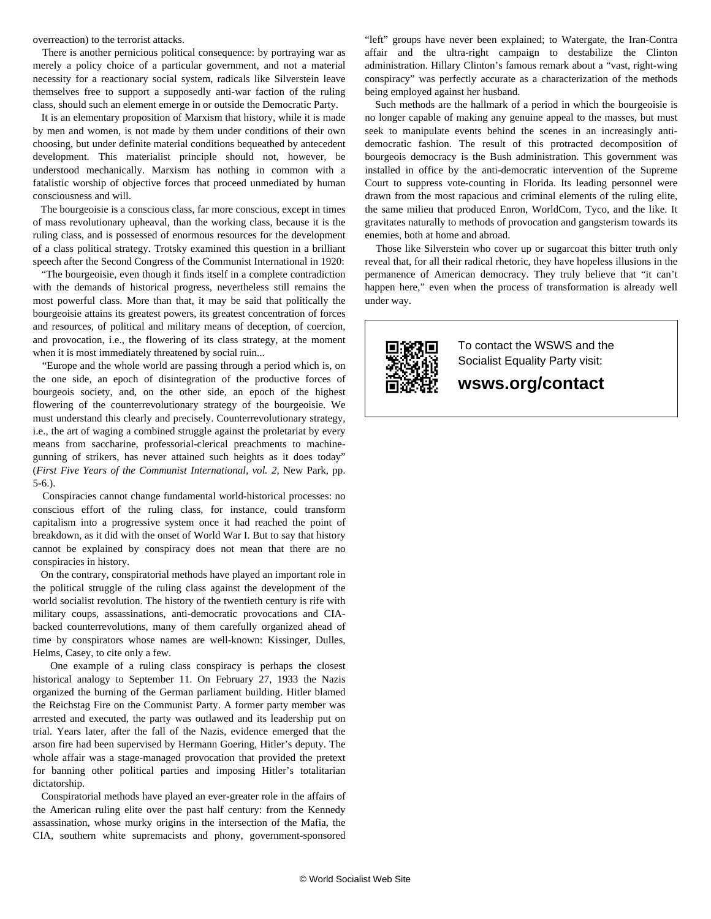overreaction) to the terrorist attacks.

There is another pernicious political consequence: by portraying war as merely a policy choice of a particular government, and not a material necessity for a reactionary social system, radicals like Silverstein leave themselves free to support a supposedly anti-war faction of the ruling class, should such an element emerge in or outside the Democratic Party.

It is an elementary proposition of Marxism that history, while it is made by men and women, is not made by them under conditions of their own choosing, but under definite material conditions bequeathed by antecedent development. This materialist principle should not, however, be understood mechanically. Marxism has nothing in common with a fatalistic worship of objective forces that proceed unmediated by human consciousness and will.

The bourgeoisie is a conscious class, far more conscious, except in times of mass revolutionary upheaval, than the working class, because it is the ruling class, and is possessed of enormous resources for the development of a class political strategy. Trotsky examined this question in a brilliant speech after the Second Congress of the Communist International in 1920:

"The bourgeoisie, even though it finds itself in a complete contradiction with the demands of historical progress, nevertheless still remains the most powerful class. More than that, it may be said that politically the bourgeoisie attains its greatest powers, its greatest concentration of forces and resources, of political and military means of deception, of coercion, and provocation, i.e., the flowering of its class strategy, at the moment when it is most immediately threatened by social ruin...

"Europe and the whole world are passing through a period which is, on the one side, an epoch of disintegration of the productive forces of bourgeois society, and, on the other side, an epoch of the highest flowering of the counterrevolutionary strategy of the bourgeoisie. We must understand this clearly and precisely. Counterrevolutionary strategy, i.e., the art of waging a combined struggle against the proletariat by every means from saccharine, professorial-clerical preachments to machine-gunning of strikers, has never attained such heights as it does today" (*First Five Years of the Communist International, vol. 2*, New Park, pp. 5-6.).

Conspiracies cannot change fundamental world-historical processes: no conscious effort of the ruling class, for instance, could transform capitalism into a progressive system once it had reached the point of breakdown, as it did with the onset of World War I. But to say that history cannot be explained by conspiracy does not mean that there are no conspiracies in history.

On the contrary, conspiratorial methods have played an important role in the political struggle of the ruling class against the development of the world socialist revolution. The history of the twentieth century is rife with military coups, assassinations, anti-democratic provocations and CIA-backed counterrevolutions, many of them carefully organized ahead of time by conspirators whose names are well-known: Kissinger, Dulles, Helms, Casey, to cite only a few.

One example of a ruling class conspiracy is perhaps the closest historical analogy to September 11. On February 27, 1933 the Nazis organized the burning of the German parliament building. Hitler blamed the Reichstag Fire on the Communist Party. A former party member was arrested and executed, the party was outlawed and its leadership put on trial. Years later, after the fall of the Nazis, evidence emerged that the arson fire had been supervised by Hermann Goering, Hitler's deputy. The whole affair was a stage-managed provocation that provided the pretext for banning other political parties and imposing Hitler's totalitarian dictatorship.

Conspiratorial methods have played an ever-greater role in the affairs of the American ruling elite over the past half century: from the Kennedy assassination, whose murky origins in the intersection of the Mafia, the CIA, southern white supremacists and phony, government-sponsored "left" groups have never been explained; to Watergate, the Iran-Contra affair and the ultra-right campaign to destabilize the Clinton administration. Hillary Clinton's famous remark about a "vast, right-wing conspiracy" was perfectly accurate as a characterization of the methods being employed against her husband.

Such methods are the hallmark of a period in which the bourgeoisie is no longer capable of making any genuine appeal to the masses, but must seek to manipulate events behind the scenes in an increasingly anti-democratic fashion. The result of this protracted decomposition of bourgeois democracy is the Bush administration. This government was installed in office by the anti-democratic intervention of the Supreme Court to suppress vote-counting in Florida. Its leading personnel were drawn from the most rapacious and criminal elements of the ruling elite, the same milieu that produced Enron, WorldCom, Tyco, and the like. It gravitates naturally to methods of provocation and gangsterism towards its enemies, both at home and abroad.

Those like Silverstein who cover up or sugarcoat this bitter truth only reveal that, for all their radical rhetoric, they have hopeless illusions in the permanence of American democracy. They truly believe that "it can't happen here," even when the process of transformation is already well under way.

To contact the WSWS and the Socialist Equality Party visit:

**wsws.org/contact**